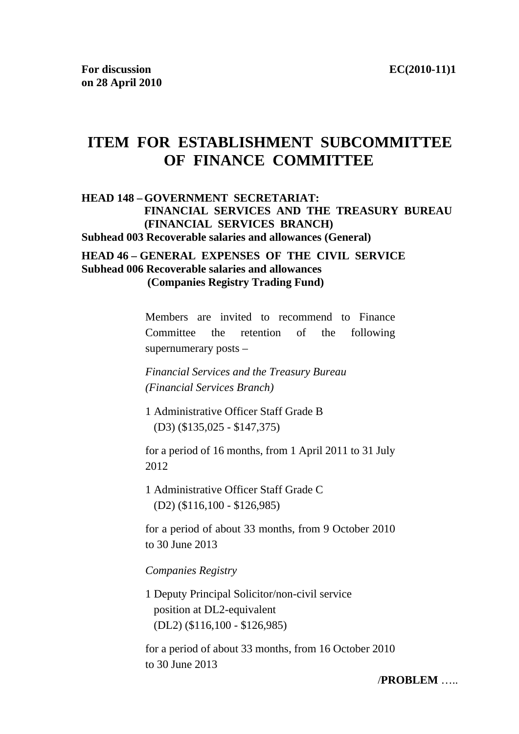**For discussion on 28 April 2010** **EC(2010-11)1**

# ITEM FOR ESTABLISHMENT SUBCOMMITTEE OF FINANCE COMMITTEE

**HEAD 148 – GOVERNMENT SECRETARIAT: FINANCIAL SERVICES AND THE TREASURY BUREAU (FINANCIAL SERVICES BRANCH)**
**Subhead 003 Recoverable salaries and allowances (General)**

**HEAD 46 – GENERAL EXPENSES OF THE CIVIL SERVICE**
**Subhead 006 Recoverable salaries and allowances (Companies Registry Trading Fund)**

Members are invited to recommend to Finance Committee the retention of the following supernumerary posts –

*Financial Services and the Treasury Bureau (Financial Services Branch)*

1 Administrative Officer Staff Grade B
(D3) ($135,025 - $147,375)

for a period of 16 months, from 1 April 2011 to 31 July 2012

1 Administrative Officer Staff Grade C
(D2) ($116,100 - $126,985)

for a period of about 33 months, from 9 October 2010 to 30 June 2013

*Companies Registry*

1 Deputy Principal Solicitor/non-civil service position at DL2-equivalent
(DL2) ($116,100 - $126,985)

for a period of about 33 months, from 16 October 2010 to 30 June 2013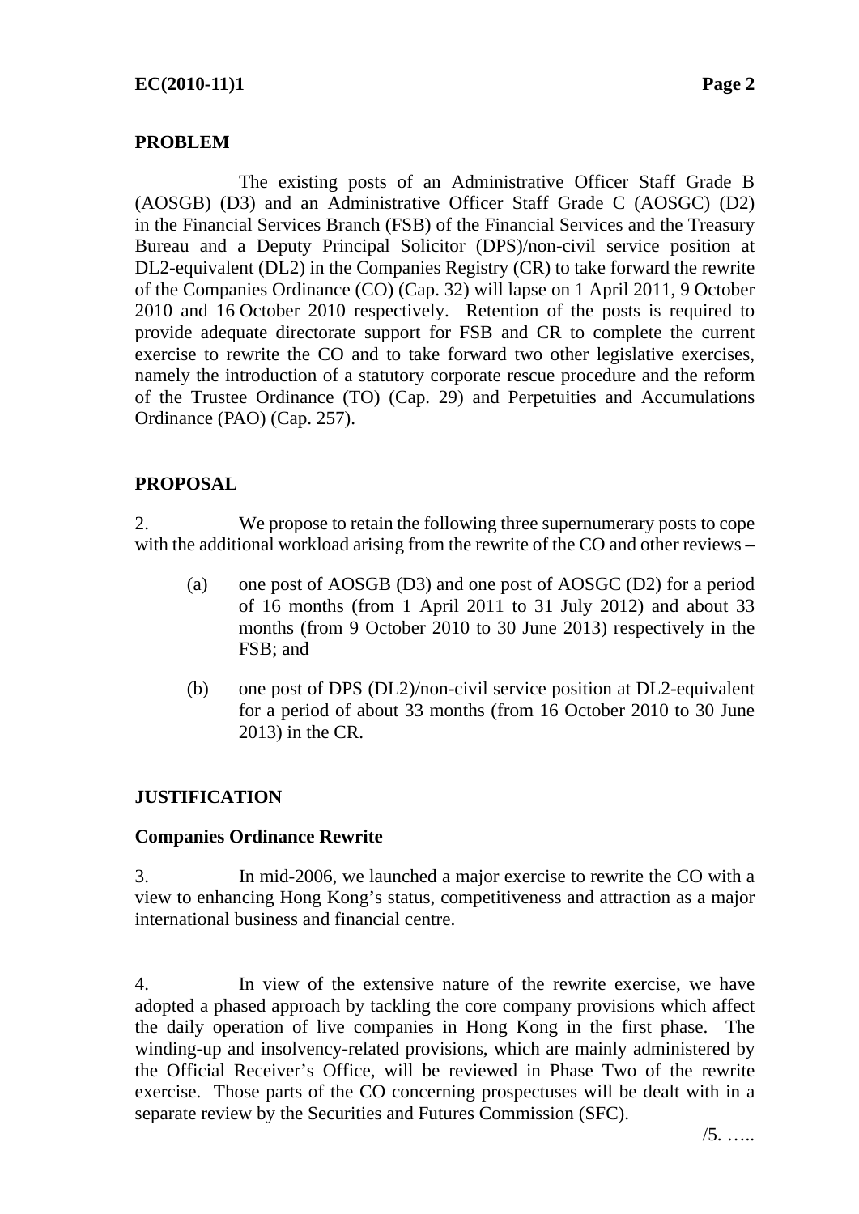## PROBLEM

The existing posts of an Administrative Officer Staff Grade B (AOSGB) (D3) and an Administrative Officer Staff Grade C (AOSGC) (D2) in the Financial Services Branch (FSB) of the Financial Services and the Treasury Bureau and a Deputy Principal Solicitor (DPS)/non-civil service position at DL2-equivalent (DL2) in the Companies Registry (CR) to take forward the rewrite of the Companies Ordinance (CO) (Cap. 32) will lapse on 1 April 2011, 9 October 2010 and 16 October 2010 respectively. Retention of the posts is required to provide adequate directorate support for FSB and CR to complete the current exercise to rewrite the CO and to take forward two other legislative exercises, namely the introduction of a statutory corporate rescue procedure and the reform of the Trustee Ordinance (TO) (Cap. 29) and Perpetuities and Accumulations Ordinance (PAO) (Cap. 257).

## PROPOSAL

2. We propose to retain the following three supernumerary posts to cope with the additional workload arising from the rewrite of the CO and other reviews –

(a) one post of AOSGB (D3) and one post of AOSGC (D2) for a period of 16 months (from 1 April 2011 to 31 July 2012) and about 33 months (from 9 October 2010 to 30 June 2013) respectively in the FSB; and

(b) one post of DPS (DL2)/non-civil service position at DL2-equivalent for a period of about 33 months (from 16 October 2010 to 30 June 2013) in the CR.

## JUSTIFICATION

### Companies Ordinance Rewrite

3. In mid-2006, we launched a major exercise to rewrite the CO with a view to enhancing Hong Kong's status, competitiveness and attraction as a major international business and financial centre.

4. In view of the extensive nature of the rewrite exercise, we have adopted a phased approach by tackling the core company provisions which affect the daily operation of live companies in Hong Kong in the first phase. The winding-up and insolvency-related provisions, which are mainly administered by the Official Receiver's Office, will be reviewed in Phase Two of the rewrite exercise. Those parts of the CO concerning prospectuses will be dealt with in a separate review by the Securities and Futures Commission (SFC).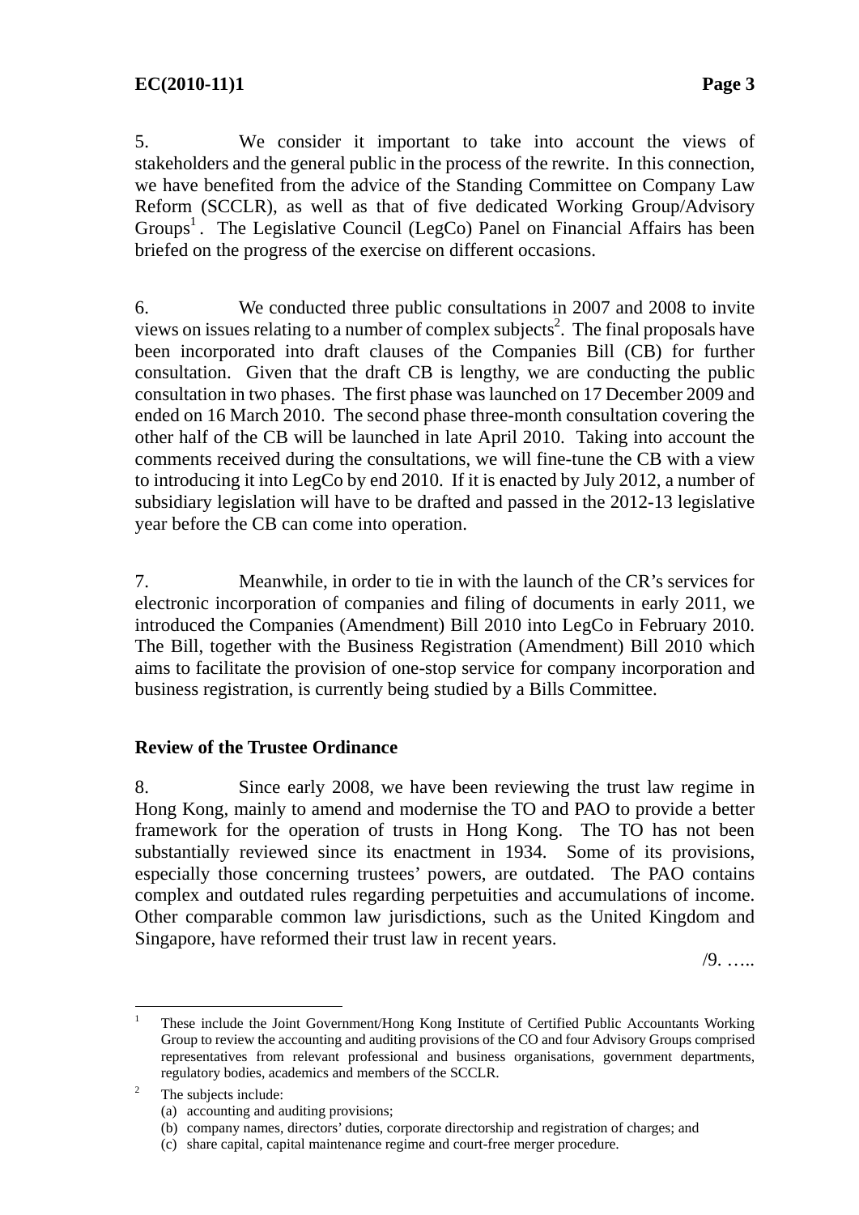5. We consider it important to take into account the views of stakeholders and the general public in the process of the rewrite. In this connection, we have benefited from the advice of the Standing Committee on Company Law Reform (SCCLR), as well as that of five dedicated Working Group/Advisory Groups[1]. The Legislative Council (LegCo) Panel on Financial Affairs has been briefed on the progress of the exercise on different occasions.

6. We conducted three public consultations in 2007 and 2008 to invite views on issues relating to a number of complex subjects[2]. The final proposals have been incorporated into draft clauses of the Companies Bill (CB) for further consultation. Given that the draft CB is lengthy, we are conducting the public consultation in two phases. The first phase was launched on 17 December 2009 and ended on 16 March 2010. The second phase three-month consultation covering the other half of the CB will be launched in late April 2010. Taking into account the comments received during the consultations, we will fine-tune the CB with a view to introducing it into LegCo by end 2010. If it is enacted by July 2012, a number of subsidiary legislation will have to be drafted and passed in the 2012-13 legislative year before the CB can come into operation.

7. Meanwhile, in order to tie in with the launch of the CR's services for electronic incorporation of companies and filing of documents in early 2011, we introduced the Companies (Amendment) Bill 2010 into LegCo in February 2010. The Bill, together with the Business Registration (Amendment) Bill 2010 which aims to facilitate the provision of one-stop service for company incorporation and business registration, is currently being studied by a Bills Committee.

**Review of the Trustee Ordinance**

8. Since early 2008, we have been reviewing the trust law regime in Hong Kong, mainly to amend and modernise the TO and PAO to provide a better framework for the operation of trusts in Hong Kong. The TO has not been substantially reviewed since its enactment in 1934. Some of its provisions, especially those concerning trustees' powers, are outdated. The PAO contains complex and outdated rules regarding perpetuities and accumulations of income. Other comparable common law jurisdictions, such as the United Kingdom and Singapore, have reformed their trust law in recent years.

---

[1] These include the Joint Government/Hong Kong Institute of Certified Public Accountants Working Group to review the accounting and auditing provisions of the CO and four Advisory Groups comprised representatives from relevant professional and business organisations, government departments, regulatory bodies, academics and members of the SCCLR.

[2] The subjects include:
(a) accounting and auditing provisions;
(b) company names, directors' duties, corporate directorship and registration of charges; and
(c) share capital, capital maintenance regime and court-free merger procedure.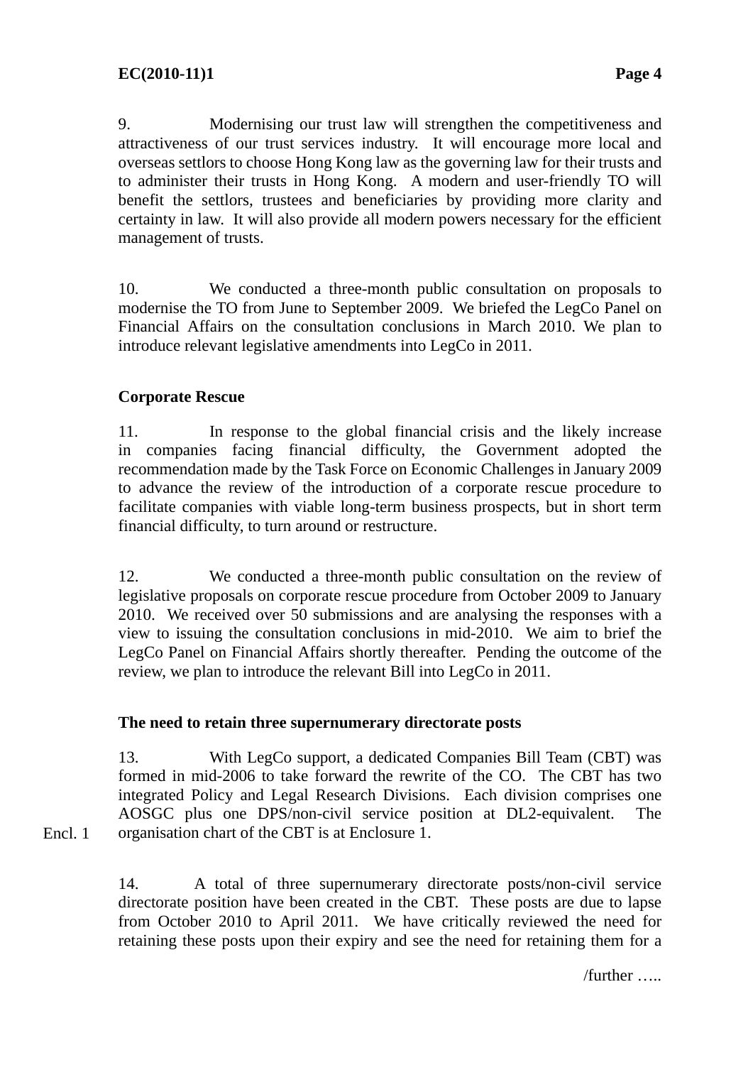9. Modernising our trust law will strengthen the competitiveness and attractiveness of our trust services industry. It will encourage more local and overseas settlors to choose Hong Kong law as the governing law for their trusts and to administer their trusts in Hong Kong. A modern and user-friendly TO will benefit the settlors, trustees and beneficiaries by providing more clarity and certainty in law. It will also provide all modern powers necessary for the efficient management of trusts.

10. We conducted a three-month public consultation on proposals to modernise the TO from June to September 2009. We briefed the LegCo Panel on Financial Affairs on the consultation conclusions in March 2010. We plan to introduce relevant legislative amendments into LegCo in 2011.

**Corporate Rescue**

11. In response to the global financial crisis and the likely increase in companies facing financial difficulty, the Government adopted the recommendation made by the Task Force on Economic Challenges in January 2009 to advance the review of the introduction of a corporate rescue procedure to facilitate companies with viable long-term business prospects, but in short term financial difficulty, to turn around or restructure.

12. We conducted a three-month public consultation on the review of legislative proposals on corporate rescue procedure from October 2009 to January 2010. We received over 50 submissions and are analysing the responses with a view to issuing the consultation conclusions in mid-2010. We aim to brief the LegCo Panel on Financial Affairs shortly thereafter. Pending the outcome of the review, we plan to introduce the relevant Bill into LegCo in 2011.

**The need to retain three supernumerary directorate posts**

13. With LegCo support, a dedicated Companies Bill Team (CBT) was formed in mid-2006 to take forward the rewrite of the CO. The CBT has two integrated Policy and Legal Research Divisions. Each division comprises one AOSGC plus one DPS/non-civil service position at DL2-equivalent. The organisation chart of the CBT is at Enclosure 1.

Encl. 1

14. A total of three supernumerary directorate posts/non-civil service directorate position have been created in the CBT. These posts are due to lapse from October 2010 to April 2011. We have critically reviewed the need for retaining these posts upon their expiry and see the need for retaining them for a

/further …..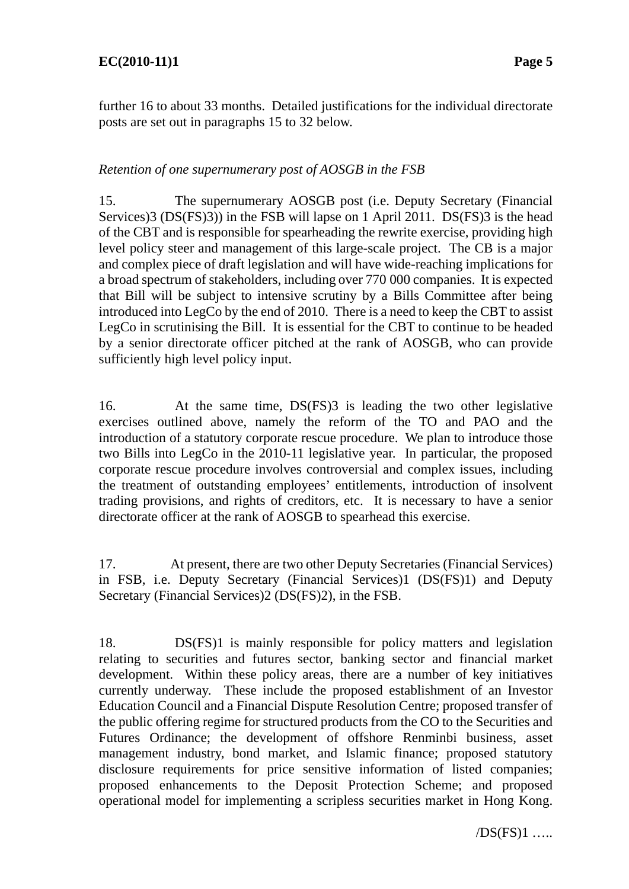further 16 to about 33 months. Detailed justifications for the individual directorate posts are set out in paragraphs 15 to 32 below.

*Retention of one supernumerary post of AOSGB in the FSB*

15. The supernumerary AOSGB post (i.e. Deputy Secretary (Financial Services)3 (DS(FS)3)) in the FSB will lapse on 1 April 2011. DS(FS)3 is the head of the CBT and is responsible for spearheading the rewrite exercise, providing high level policy steer and management of this large-scale project. The CB is a major and complex piece of draft legislation and will have wide-reaching implications for a broad spectrum of stakeholders, including over 770 000 companies. It is expected that Bill will be subject to intensive scrutiny by a Bills Committee after being introduced into LegCo by the end of 2010. There is a need to keep the CBT to assist LegCo in scrutinising the Bill. It is essential for the CBT to continue to be headed by a senior directorate officer pitched at the rank of AOSGB, who can provide sufficiently high level policy input.

16. At the same time, DS(FS)3 is leading the two other legislative exercises outlined above, namely the reform of the TO and PAO and the introduction of a statutory corporate rescue procedure. We plan to introduce those two Bills into LegCo in the 2010-11 legislative year. In particular, the proposed corporate rescue procedure involves controversial and complex issues, including the treatment of outstanding employees' entitlements, introduction of insolvent trading provisions, and rights of creditors, etc. It is necessary to have a senior directorate officer at the rank of AOSGB to spearhead this exercise.

17. At present, there are two other Deputy Secretaries (Financial Services) in FSB, i.e. Deputy Secretary (Financial Services)1 (DS(FS)1) and Deputy Secretary (Financial Services)2 (DS(FS)2), in the FSB.

18. DS(FS)1 is mainly responsible for policy matters and legislation relating to securities and futures sector, banking sector and financial market development. Within these policy areas, there are a number of key initiatives currently underway. These include the proposed establishment of an Investor Education Council and a Financial Dispute Resolution Centre; proposed transfer of the public offering regime for structured products from the CO to the Securities and Futures Ordinance; the development of offshore Renminbi business, asset management industry, bond market, and Islamic finance; proposed statutory disclosure requirements for price sensitive information of listed companies; proposed enhancements to the Deposit Protection Scheme; and proposed operational model for implementing a scripless securities market in Hong Kong.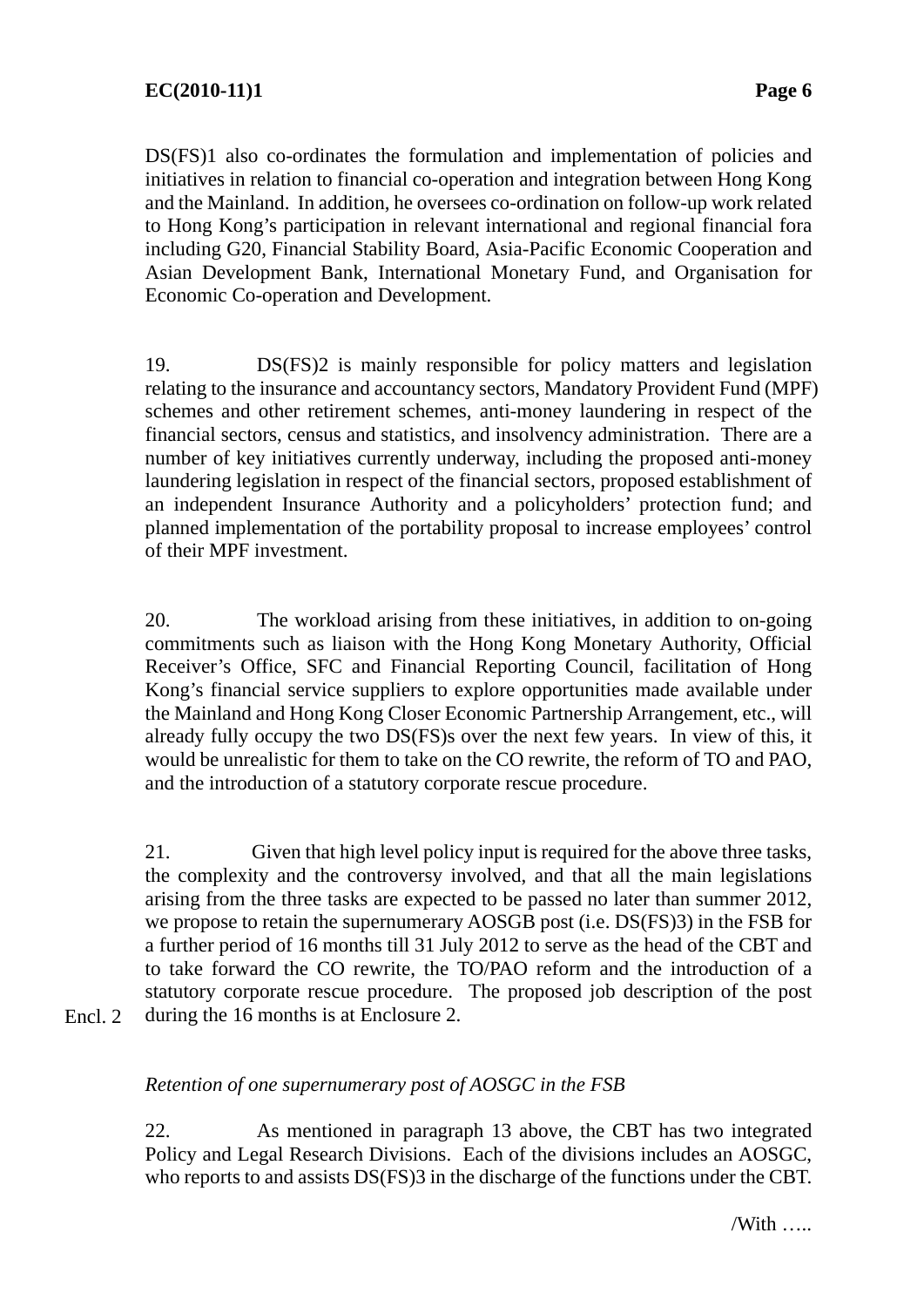DS(FS)1 also co-ordinates the formulation and implementation of policies and initiatives in relation to financial co-operation and integration between Hong Kong and the Mainland. In addition, he oversees co-ordination on follow-up work related to Hong Kong's participation in relevant international and regional financial fora including G20, Financial Stability Board, Asia-Pacific Economic Cooperation and Asian Development Bank, International Monetary Fund, and Organisation for Economic Co-operation and Development.

19. DS(FS)2 is mainly responsible for policy matters and legislation relating to the insurance and accountancy sectors, Mandatory Provident Fund (MPF) schemes and other retirement schemes, anti-money laundering in respect of the financial sectors, census and statistics, and insolvency administration. There are a number of key initiatives currently underway, including the proposed anti-money laundering legislation in respect of the financial sectors, proposed establishment of an independent Insurance Authority and a policyholders' protection fund; and planned implementation of the portability proposal to increase employees' control of their MPF investment.

20. The workload arising from these initiatives, in addition to on-going commitments such as liaison with the Hong Kong Monetary Authority, Official Receiver's Office, SFC and Financial Reporting Council, facilitation of Hong Kong's financial service suppliers to explore opportunities made available under the Mainland and Hong Kong Closer Economic Partnership Arrangement, etc., will already fully occupy the two DS(FS)s over the next few years. In view of this, it would be unrealistic for them to take on the CO rewrite, the reform of TO and PAO, and the introduction of a statutory corporate rescue procedure.

21. Given that high level policy input is required for the above three tasks, the complexity and the controversy involved, and that all the main legislations arising from the three tasks are expected to be passed no later than summer 2012, we propose to retain the supernumerary AOSGB post (i.e. DS(FS)3) in the FSB for a further period of 16 months till 31 July 2012 to serve as the head of the CBT and to take forward the CO rewrite, the TO/PAO reform and the introduction of a statutory corporate rescue procedure. The proposed job description of the post during the 16 months is at Enclosure 2.

Encl. 2

*Retention of one supernumerary post of AOSGC in the FSB*

22. As mentioned in paragraph 13 above, the CBT has two integrated Policy and Legal Research Divisions. Each of the divisions includes an AOSGC, who reports to and assists DS(FS)3 in the discharge of the functions under the CBT.

/With …..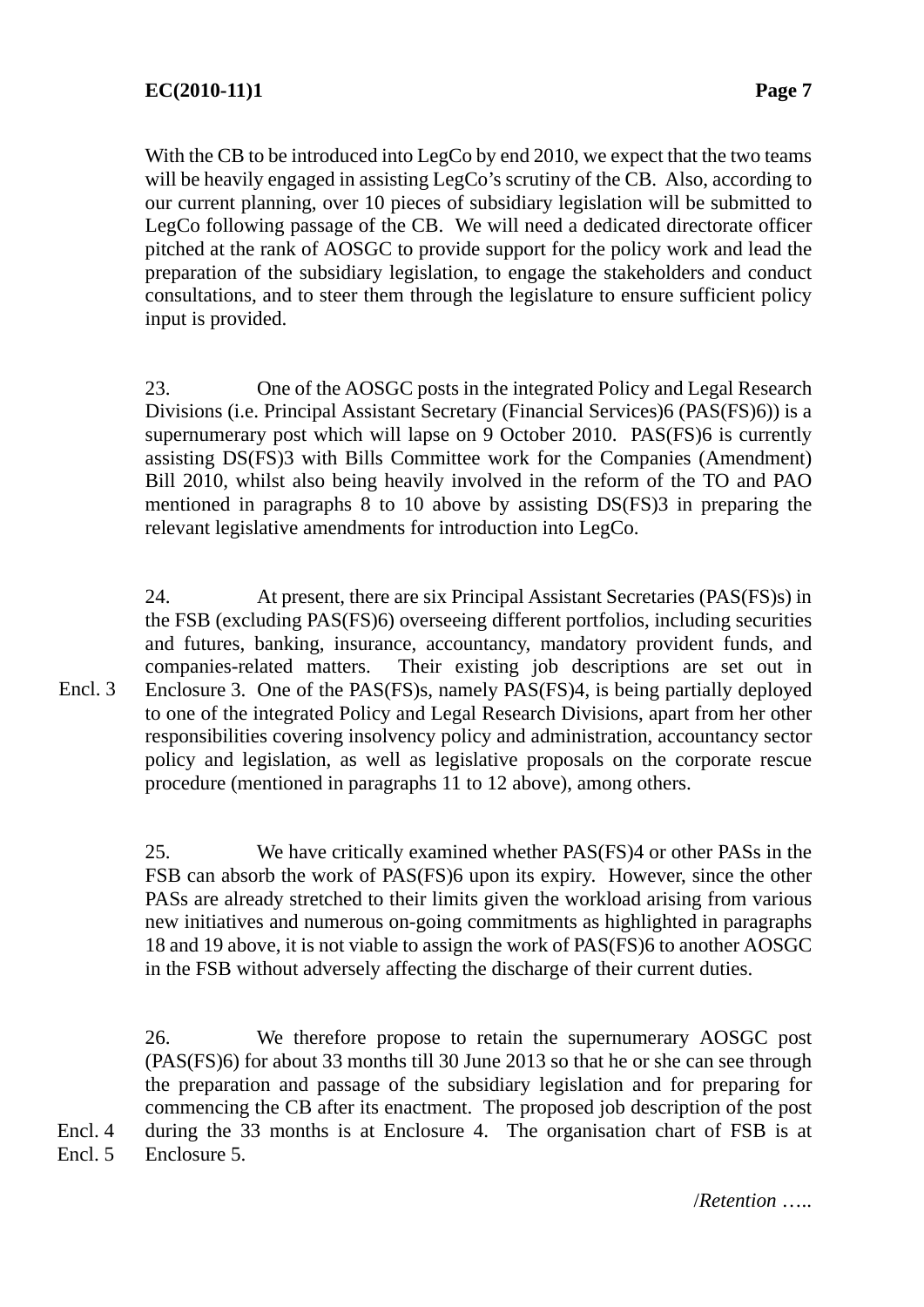With the CB to be introduced into LegCo by end 2010, we expect that the two teams will be heavily engaged in assisting LegCo's scrutiny of the CB. Also, according to our current planning, over 10 pieces of subsidiary legislation will be submitted to LegCo following passage of the CB. We will need a dedicated directorate officer pitched at the rank of AOSGC to provide support for the policy work and lead the preparation of the subsidiary legislation, to engage the stakeholders and conduct consultations, and to steer them through the legislature to ensure sufficient policy input is provided.

23. One of the AOSGC posts in the integrated Policy and Legal Research Divisions (i.e. Principal Assistant Secretary (Financial Services)6 (PAS(FS)6)) is a supernumerary post which will lapse on 9 October 2010. PAS(FS)6 is currently assisting DS(FS)3 with Bills Committee work for the Companies (Amendment) Bill 2010, whilst also being heavily involved in the reform of the TO and PAO mentioned in paragraphs 8 to 10 above by assisting DS(FS)3 in preparing the relevant legislative amendments for introduction into LegCo.

24. At present, there are six Principal Assistant Secretaries (PAS(FS)s) in the FSB (excluding PAS(FS)6) overseeing different portfolios, including securities and futures, banking, insurance, accountancy, mandatory provident funds, and companies-related matters. Their existing job descriptions are set out in Enclosure 3. One of the PAS(FS)s, namely PAS(FS)4, is being partially deployed to one of the integrated Policy and Legal Research Divisions, apart from her other responsibilities covering insolvency policy and administration, accountancy sector policy and legislation, as well as legislative proposals on the corporate rescue procedure (mentioned in paragraphs 11 to 12 above), among others.

Encl. 3

25. We have critically examined whether PAS(FS)4 or other PASs in the FSB can absorb the work of PAS(FS)6 upon its expiry. However, since the other PASs are already stretched to their limits given the workload arising from various new initiatives and numerous on-going commitments as highlighted in paragraphs 18 and 19 above, it is not viable to assign the work of PAS(FS)6 to another AOSGC in the FSB without adversely affecting the discharge of their current duties.

26. We therefore propose to retain the supernumerary AOSGC post (PAS(FS)6) for about 33 months till 30 June 2013 so that he or she can see through the preparation and passage of the subsidiary legislation and for preparing for commencing the CB after its enactment. The proposed job description of the post during the 33 months is at Enclosure 4. The organisation chart of FSB is at Enclosure 5.

Encl. 4
Encl. 5

/*Retention* …..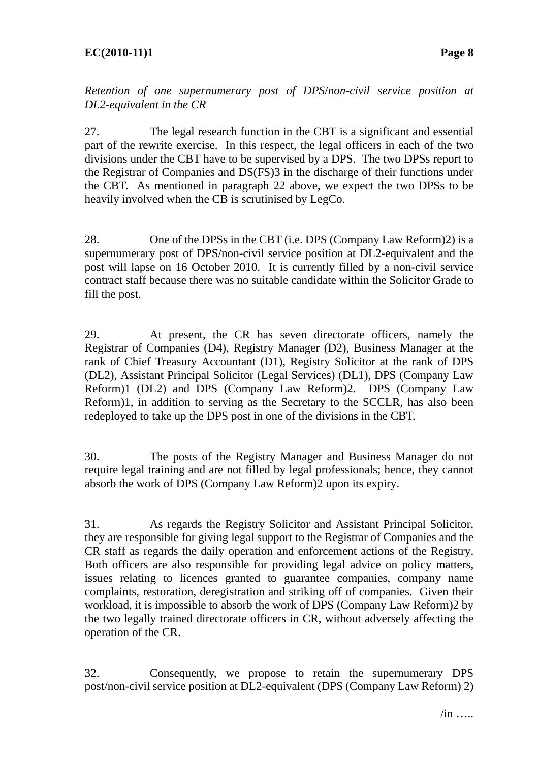*Retention of one supernumerary post of DPS/non-civil service position at DL2-equivalent in the CR*

27. The legal research function in the CBT is a significant and essential part of the rewrite exercise. In this respect, the legal officers in each of the two divisions under the CBT have to be supervised by a DPS. The two DPSs report to the Registrar of Companies and DS(FS)3 in the discharge of their functions under the CBT. As mentioned in paragraph 22 above, we expect the two DPSs to be heavily involved when the CB is scrutinised by LegCo.

28. One of the DPSs in the CBT (i.e. DPS (Company Law Reform)2) is a supernumerary post of DPS/non-civil service position at DL2-equivalent and the post will lapse on 16 October 2010. It is currently filled by a non-civil service contract staff because there was no suitable candidate within the Solicitor Grade to fill the post.

29. At present, the CR has seven directorate officers, namely the Registrar of Companies (D4), Registry Manager (D2), Business Manager at the rank of Chief Treasury Accountant (D1), Registry Solicitor at the rank of DPS (DL2), Assistant Principal Solicitor (Legal Services) (DL1), DPS (Company Law Reform)1 (DL2) and DPS (Company Law Reform)2. DPS (Company Law Reform)1, in addition to serving as the Secretary to the SCCLR, has also been redeployed to take up the DPS post in one of the divisions in the CBT.

30. The posts of the Registry Manager and Business Manager do not require legal training and are not filled by legal professionals; hence, they cannot absorb the work of DPS (Company Law Reform)2 upon its expiry.

31. As regards the Registry Solicitor and Assistant Principal Solicitor, they are responsible for giving legal support to the Registrar of Companies and the CR staff as regards the daily operation and enforcement actions of the Registry. Both officers are also responsible for providing legal advice on policy matters, issues relating to licences granted to guarantee companies, company name complaints, restoration, deregistration and striking off of companies. Given their workload, it is impossible to absorb the work of DPS (Company Law Reform)2 by the two legally trained directorate officers in CR, without adversely affecting the operation of the CR.

32. Consequently, we propose to retain the supernumerary DPS post/non-civil service position at DL2-equivalent (DPS (Company Law Reform) 2)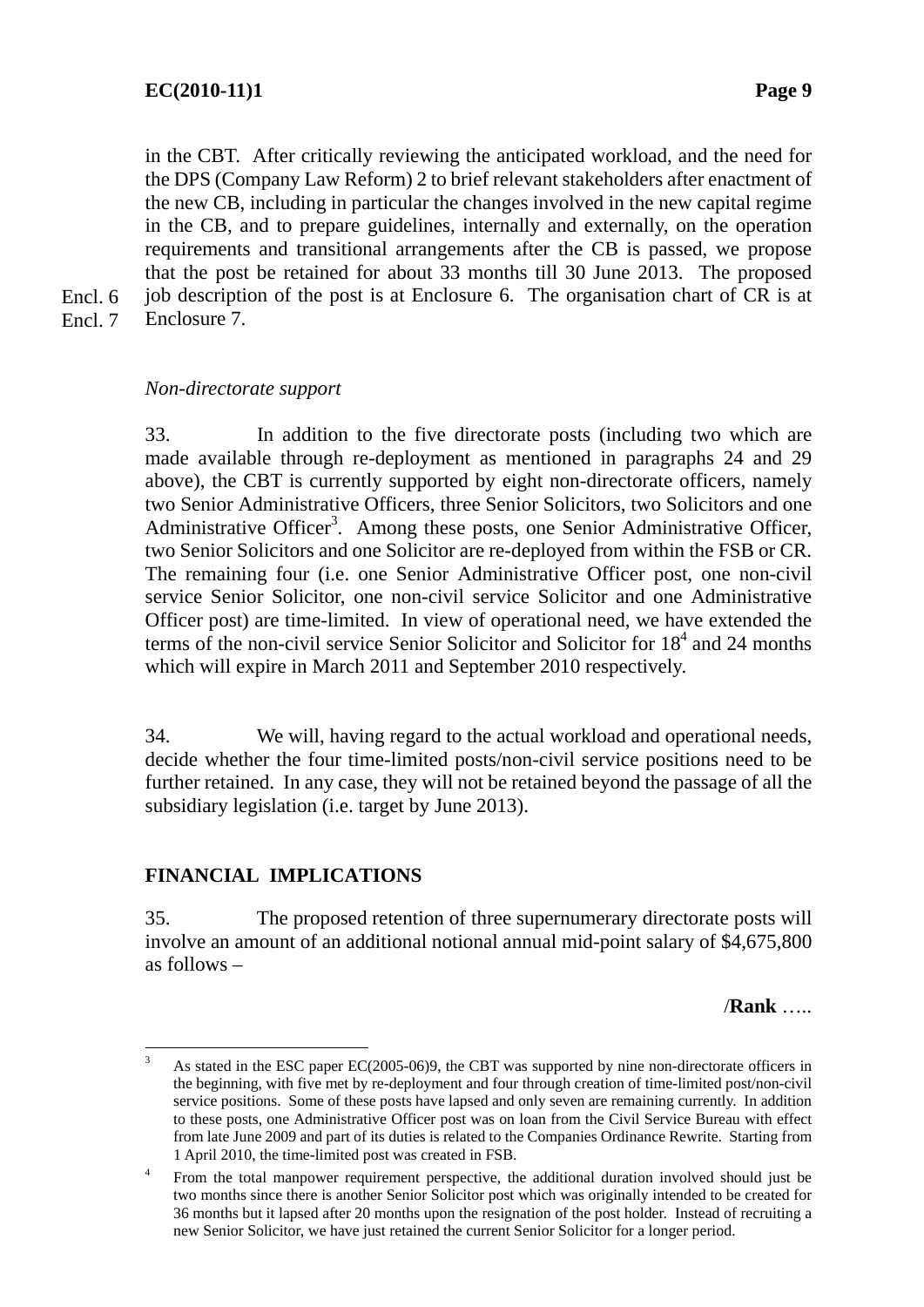in the CBT. After critically reviewing the anticipated workload, and the need for the DPS (Company Law Reform) 2 to brief relevant stakeholders after enactment of the new CB, including in particular the changes involved in the new capital regime in the CB, and to prepare guidelines, internally and externally, on the operation requirements and transitional arrangements after the CB is passed, we propose that the post be retained for about 33 months till 30 June 2013. The proposed job description of the post is at Enclosure 6. The organisation chart of CR is at Enclosure 7.

Encl. 6
Encl. 7

*Non-directorate support*

33. In addition to the five directorate posts (including two which are made available through re-deployment as mentioned in paragraphs 24 and 29 above), the CBT is currently supported by eight non-directorate officers, namely two Senior Administrative Officers, three Senior Solicitors, two Solicitors and one Administrative Officer[3]. Among these posts, one Senior Administrative Officer, two Senior Solicitors and one Solicitor are re-deployed from within the FSB or CR. The remaining four (i.e. one Senior Administrative Officer post, one non-civil service Senior Solicitor, one non-civil service Solicitor and one Administrative Officer post) are time-limited. In view of operational need, we have extended the terms of the non-civil service Senior Solicitor and Solicitor for 18[4] and 24 months which will expire in March 2011 and September 2010 respectively.

34. We will, having regard to the actual workload and operational needs, decide whether the four time-limited posts/non-civil service positions need to be further retained. In any case, they will not be retained beyond the passage of all the subsidiary legislation (i.e. target by June 2013).

**FINANCIAL IMPLICATIONS**

35. The proposed retention of three supernumerary directorate posts will involve an amount of an additional notional annual mid-point salary of $4,675,800 as follows –

/**Rank** …..

---

[3] As stated in the ESC paper EC(2005-06)9, the CBT was supported by nine non-directorate officers in the beginning, with five met by re-deployment and four through creation of time-limited post/non-civil service positions. Some of these posts have lapsed and only seven are remaining currently. In addition to these posts, one Administrative Officer post was on loan from the Civil Service Bureau with effect from late June 2009 and part of its duties is related to the Companies Ordinance Rewrite. Starting from 1 April 2010, the time-limited post was created in FSB.

[4] From the total manpower requirement perspective, the additional duration involved should just be two months since there is another Senior Solicitor post which was originally intended to be created for 36 months but it lapsed after 20 months upon the resignation of the post holder. Instead of recruiting a new Senior Solicitor, we have just retained the current Senior Solicitor for a longer period.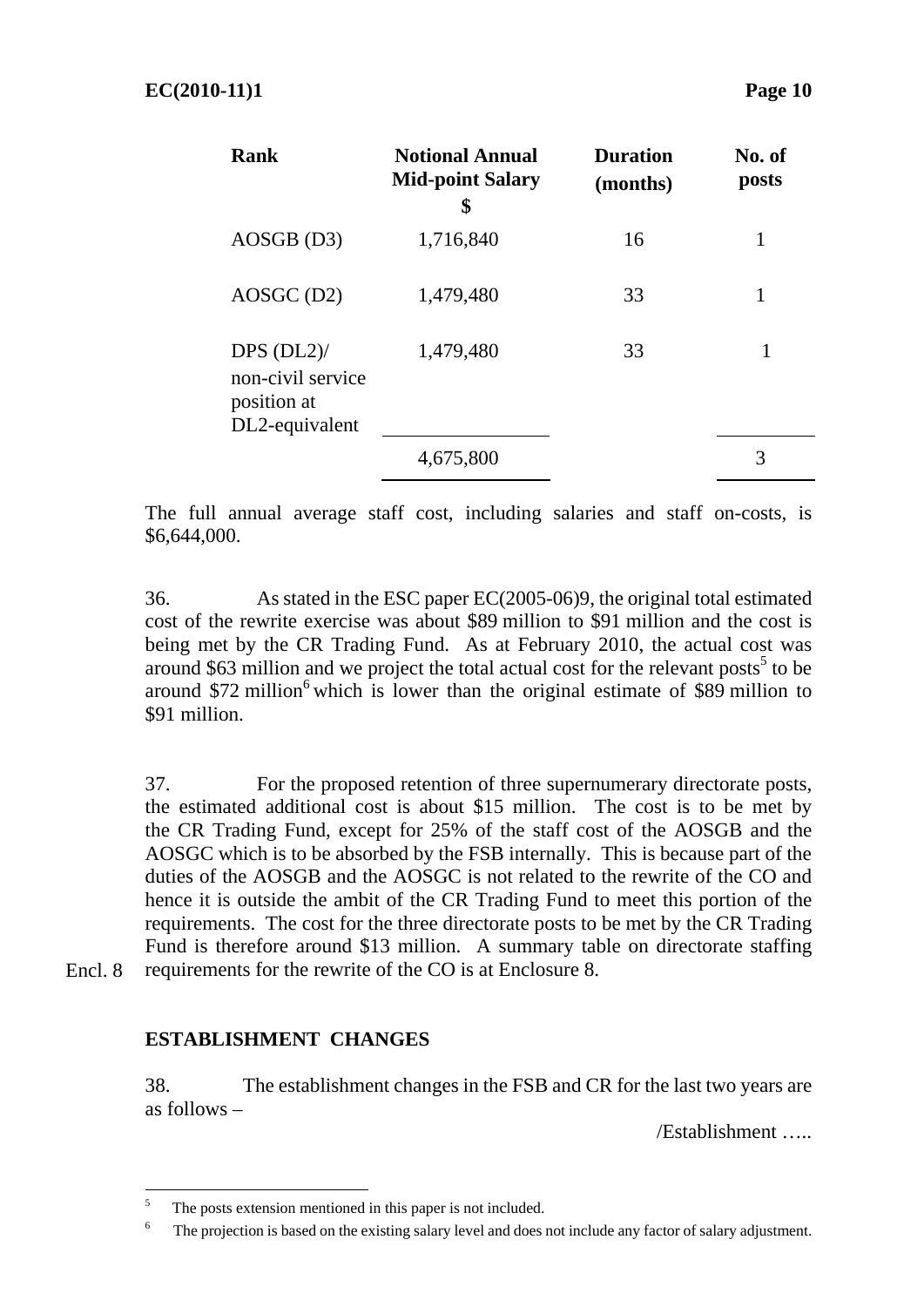| Rank | Notional Annual Mid-point Salary $ | Duration (months) | No. of posts |
|---|---|---|---|
| AOSGB (D3) | 1,716,840 | 16 | 1 |
| AOSGC (D2) | 1,479,480 | 33 | 1 |
| DPS (DL2)/ non-civil service position at DL2-equivalent | 1,479,480 | 33 | 1 |
| | 4,675,800 | | 3 |

The full annual average staff cost, including salaries and staff on-costs, is $6,644,000.

36. As stated in the ESC paper EC(2005-06)9, the original total estimated cost of the rewrite exercise was about $89 million to $91 million and the cost is being met by the CR Trading Fund. As at February 2010, the actual cost was around $63 million and we project the total actual cost for the relevant posts[5] to be around $72 million[6] which is lower than the original estimate of $89 million to $91 million.

37. For the proposed retention of three supernumerary directorate posts, the estimated additional cost is about $15 million. The cost is to be met by the CR Trading Fund, except for 25% of the staff cost of the AOSGB and the AOSGC which is to be absorbed by the FSB internally. This is because part of the duties of the AOSGB and the AOSGC is not related to the rewrite of the CO and hence it is outside the ambit of the CR Trading Fund to meet this portion of the requirements. The cost for the three directorate posts to be met by the CR Trading Fund is therefore around $13 million. A summary table on directorate staffing requirements for the rewrite of the CO is at Enclosure 8.

Encl. 8

## ESTABLISHMENT CHANGES

38. The establishment changes in the FSB and CR for the last two years are as follows –

/Establishment …..

---

[5] The posts extension mentioned in this paper is not included.

[6] The projection is based on the existing salary level and does not include any factor of salary adjustment.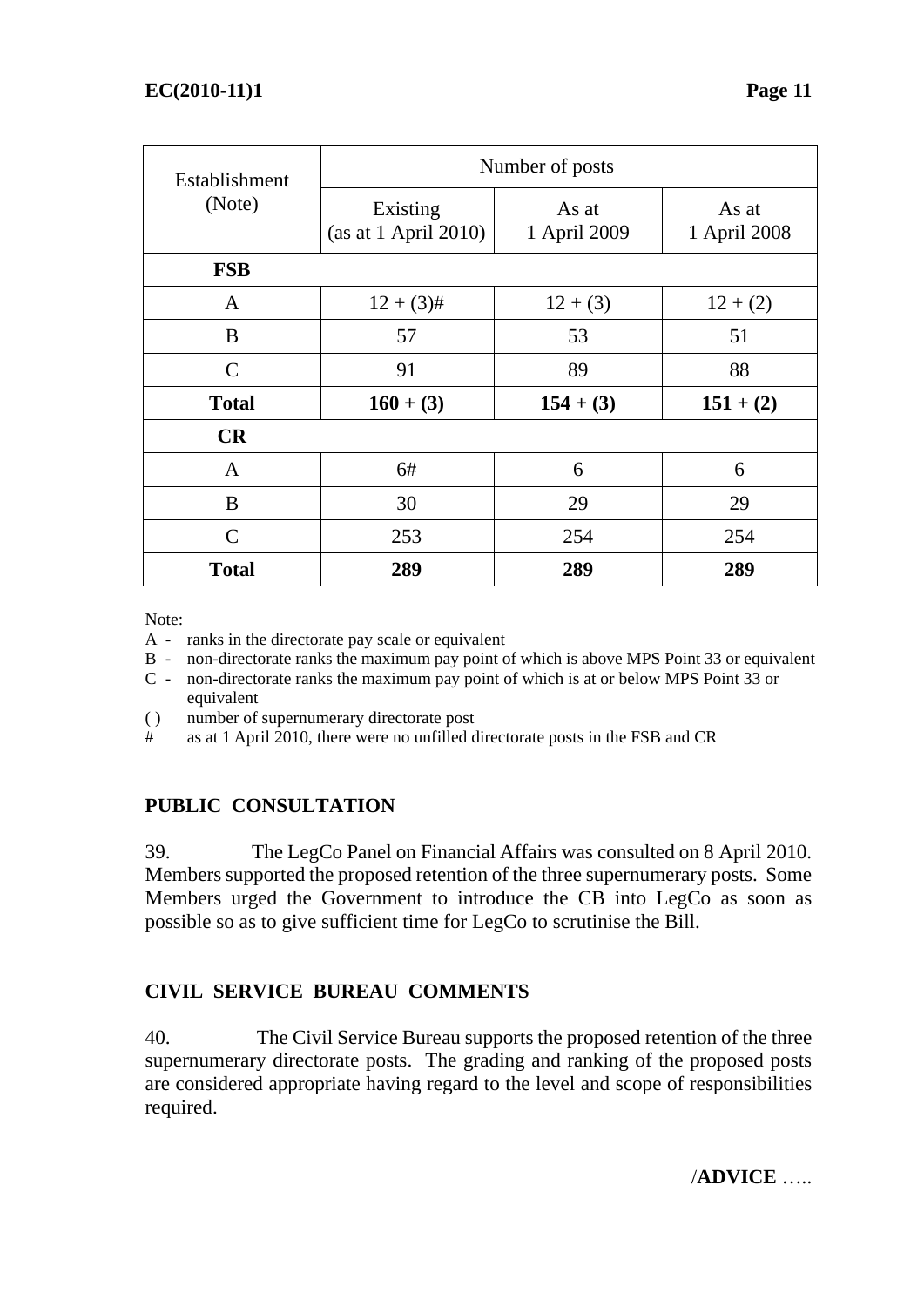| Establishment (Note) | Number of posts | | |
|---|---|---|---|
| | Existing (as at 1 April 2010) | As at 1 April 2009 | As at 1 April 2008 |
| **FSB** | | | |
| A | 12 + (3)# | 12 + (3) | 12 + (2) |
| B | 57 | 53 | 51 |
| C | 91 | 89 | 88 |
| **Total** | **160 + (3)** | **154 + (3)** | **151 + (2)** |
| **CR** | | | |
| A | 6# | 6 | 6 |
| B | 30 | 29 | 29 |
| C | 253 | 254 | 254 |
| **Total** | **289** | **289** | **289** |

Note:

A - ranks in the directorate pay scale or equivalent

B - non-directorate ranks the maximum pay point of which is above MPS Point 33 or equivalent

C - non-directorate ranks the maximum pay point of which is at or below MPS Point 33 or equivalent

( ) number of supernumerary directorate post

# as at 1 April 2010, there were no unfilled directorate posts in the FSB and CR

## PUBLIC CONSULTATION

39. The LegCo Panel on Financial Affairs was consulted on 8 April 2010. Members supported the proposed retention of the three supernumerary posts. Some Members urged the Government to introduce the CB into LegCo as soon as possible so as to give sufficient time for LegCo to scrutinise the Bill.

## CIVIL SERVICE BUREAU COMMENTS

40. The Civil Service Bureau supports the proposed retention of the three supernumerary directorate posts. The grading and ranking of the proposed posts are considered appropriate having regard to the level and scope of responsibilities required.

/**ADVICE** …..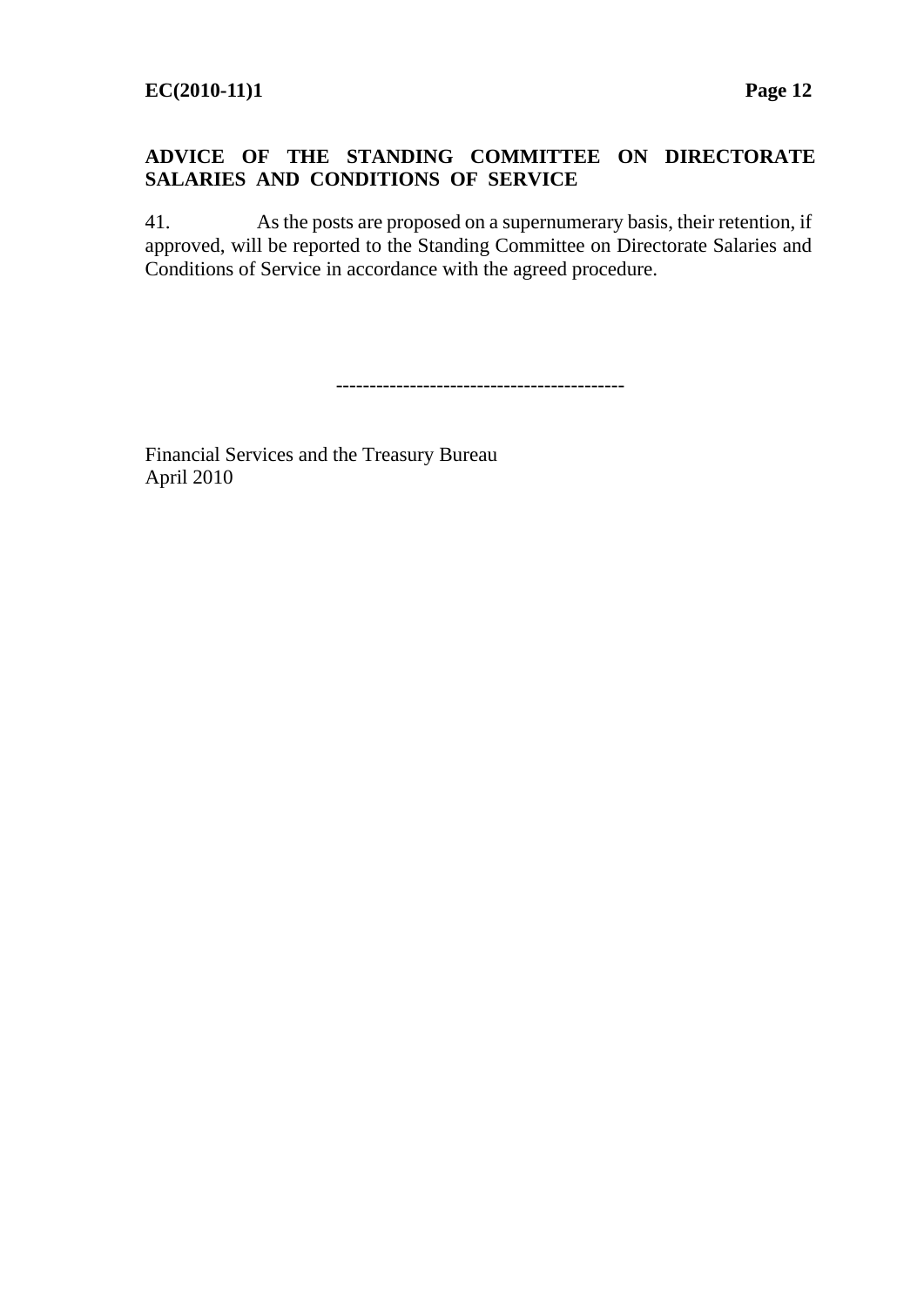**ADVICE OF THE STANDING COMMITTEE ON DIRECTORATE SALARIES AND CONDITIONS OF SERVICE**

41. As the posts are proposed on a supernumerary basis, their retention, if approved, will be reported to the Standing Committee on Directorate Salaries and Conditions of Service in accordance with the agreed procedure.

------------------------------------------

Financial Services and the Treasury Bureau
April 2010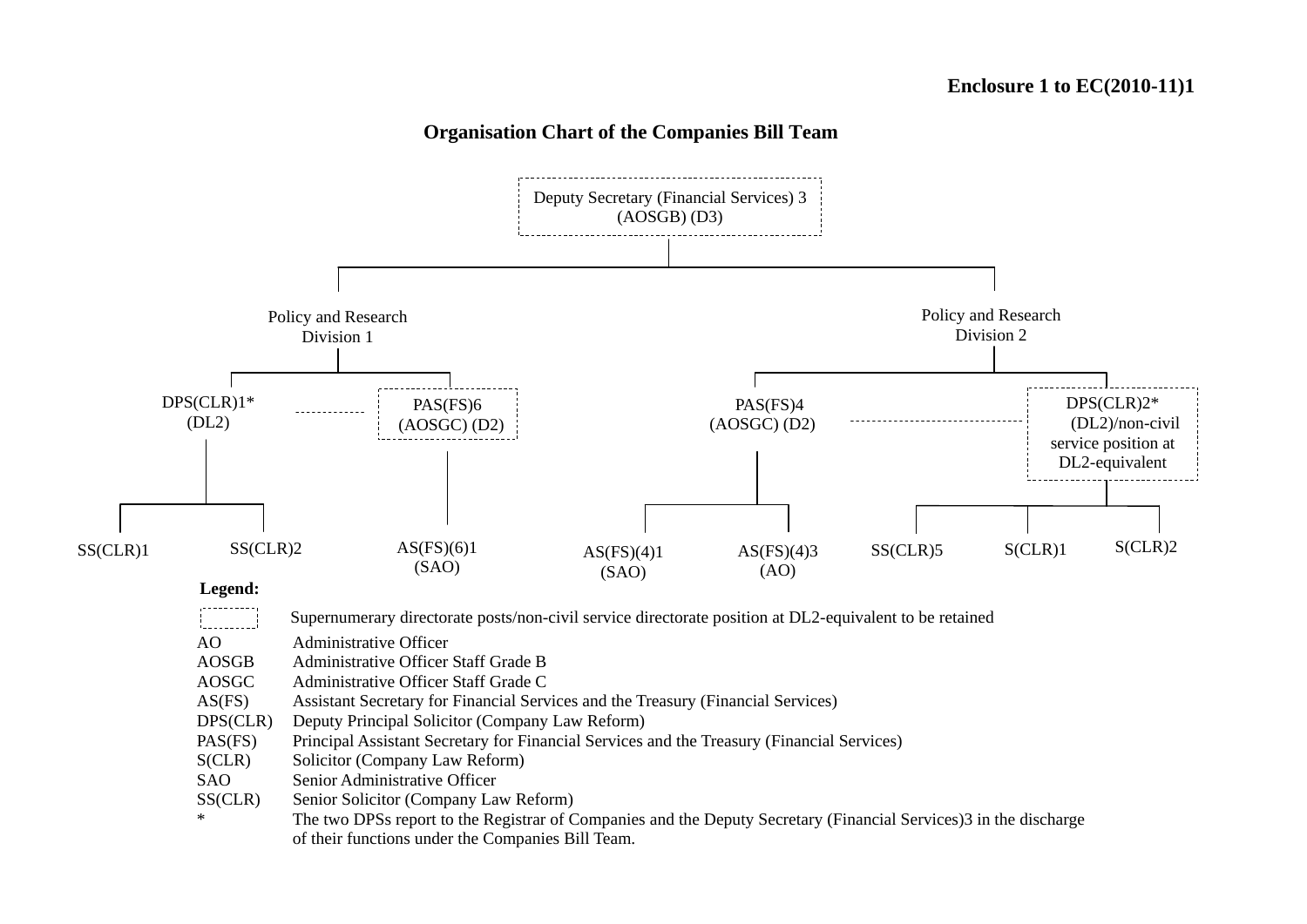**Enclosure 1 to EC(2010-11)1**

## Organisation Chart of the Companies Bill Team

- Deputy Secretary (Financial Services) 3 (AOSGB) (D3)
  - Policy and Research Division 1
    - DPS(CLR)1* (DL2)
      - SS(CLR)1
      - SS(CLR)2
    - PAS(FS)6 (AOSGC) (D2)
      - AS(FS)(6)1 (SAO)
  - Policy and Research Division 2
    - PAS(FS)4 (AOSGC) (D2)
      - AS(FS)(4)1 (SAO)
      - AS(FS)(4)3 (AO)
    - DPS(CLR)2* (DL2)/non-civil service position at DL2-equivalent
      - SS(CLR)5
      - S(CLR)1
      - S(CLR)2

**Legend:**

[dashed box] Supernumerary directorate posts/non-civil service directorate position at DL2-equivalent to be retained

| | |
|---|---|
| AO | Administrative Officer |
| AOSGB | Administrative Officer Staff Grade B |
| AOSGC | Administrative Officer Staff Grade C |
| AS(FS) | Assistant Secretary for Financial Services and the Treasury (Financial Services) |
| DPS(CLR) | Deputy Principal Solicitor (Company Law Reform) |
| PAS(FS) | Principal Assistant Secretary for Financial Services and the Treasury (Financial Services) |
| S(CLR) | Solicitor (Company Law Reform) |
| SAO | Senior Administrative Officer |
| SS(CLR) | Senior Solicitor (Company Law Reform) |
| * | The two DPSs report to the Registrar of Companies and the Deputy Secretary (Financial Services)3 in the discharge of their functions under the Companies Bill Team. |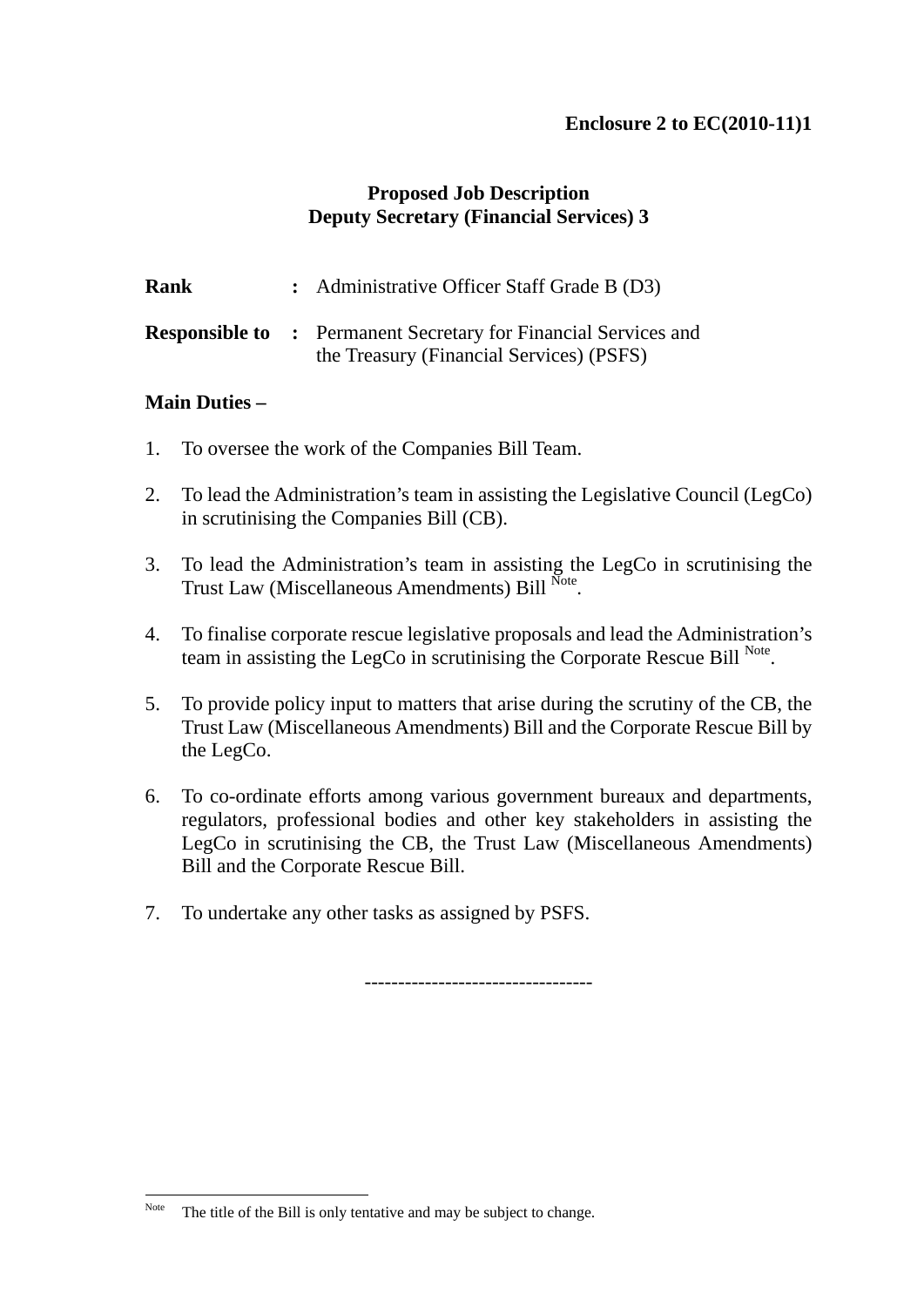**Enclosure 2 to EC(2010-11)1**

**Proposed Job Description**
**Deputy Secretary (Financial Services) 3**

**Rank** : Administrative Officer Staff Grade B (D3)

**Responsible to** : Permanent Secretary for Financial Services and the Treasury (Financial Services) (PSFS)

**Main Duties –**

1. To oversee the work of the Companies Bill Team.

2. To lead the Administration's team in assisting the Legislative Council (LegCo) in scrutinising the Companies Bill (CB).

3. To lead the Administration's team in assisting the LegCo in scrutinising the Trust Law (Miscellaneous Amendments) Bill [Note].

4. To finalise corporate rescue legislative proposals and lead the Administration's team in assisting the LegCo in scrutinising the Corporate Rescue Bill [Note].

5. To provide policy input to matters that arise during the scrutiny of the CB, the Trust Law (Miscellaneous Amendments) Bill and the Corporate Rescue Bill by the LegCo.

6. To co-ordinate efforts among various government bureaux and departments, regulators, professional bodies and other key stakeholders in assisting the LegCo in scrutinising the CB, the Trust Law (Miscellaneous Amendments) Bill and the Corporate Rescue Bill.

7. To undertake any other tasks as assigned by PSFS.

---------------------------------

[Note] The title of the Bill is only tentative and may be subject to change.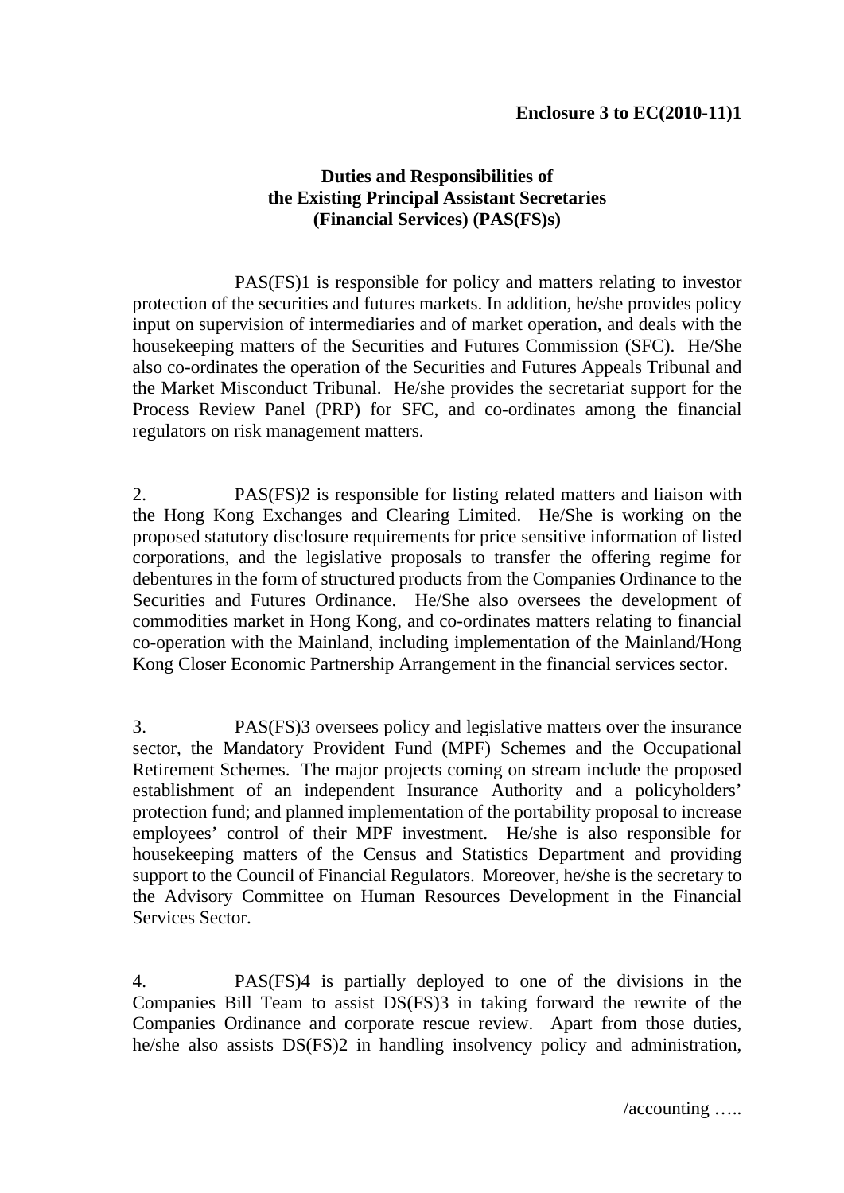**Enclosure 3 to EC(2010-11)1**

**Duties and Responsibilities of the Existing Principal Assistant Secretaries (Financial Services) (PAS(FS)s)**

PAS(FS)1 is responsible for policy and matters relating to investor protection of the securities and futures markets. In addition, he/she provides policy input on supervision of intermediaries and of market operation, and deals with the housekeeping matters of the Securities and Futures Commission (SFC). He/She also co-ordinates the operation of the Securities and Futures Appeals Tribunal and the Market Misconduct Tribunal. He/she provides the secretariat support for the Process Review Panel (PRP) for SFC, and co-ordinates among the financial regulators on risk management matters.

2. PAS(FS)2 is responsible for listing related matters and liaison with the Hong Kong Exchanges and Clearing Limited. He/She is working on the proposed statutory disclosure requirements for price sensitive information of listed corporations, and the legislative proposals to transfer the offering regime for debentures in the form of structured products from the Companies Ordinance to the Securities and Futures Ordinance. He/She also oversees the development of commodities market in Hong Kong, and co-ordinates matters relating to financial co-operation with the Mainland, including implementation of the Mainland/Hong Kong Closer Economic Partnership Arrangement in the financial services sector.

3. PAS(FS)3 oversees policy and legislative matters over the insurance sector, the Mandatory Provident Fund (MPF) Schemes and the Occupational Retirement Schemes. The major projects coming on stream include the proposed establishment of an independent Insurance Authority and a policyholders' protection fund; and planned implementation of the portability proposal to increase employees' control of their MPF investment. He/she is also responsible for housekeeping matters of the Census and Statistics Department and providing support to the Council of Financial Regulators. Moreover, he/she is the secretary to the Advisory Committee on Human Resources Development in the Financial Services Sector.

4. PAS(FS)4 is partially deployed to one of the divisions in the Companies Bill Team to assist DS(FS)3 in taking forward the rewrite of the Companies Ordinance and corporate rescue review. Apart from those duties, he/she also assists DS(FS)2 in handling insolvency policy and administration,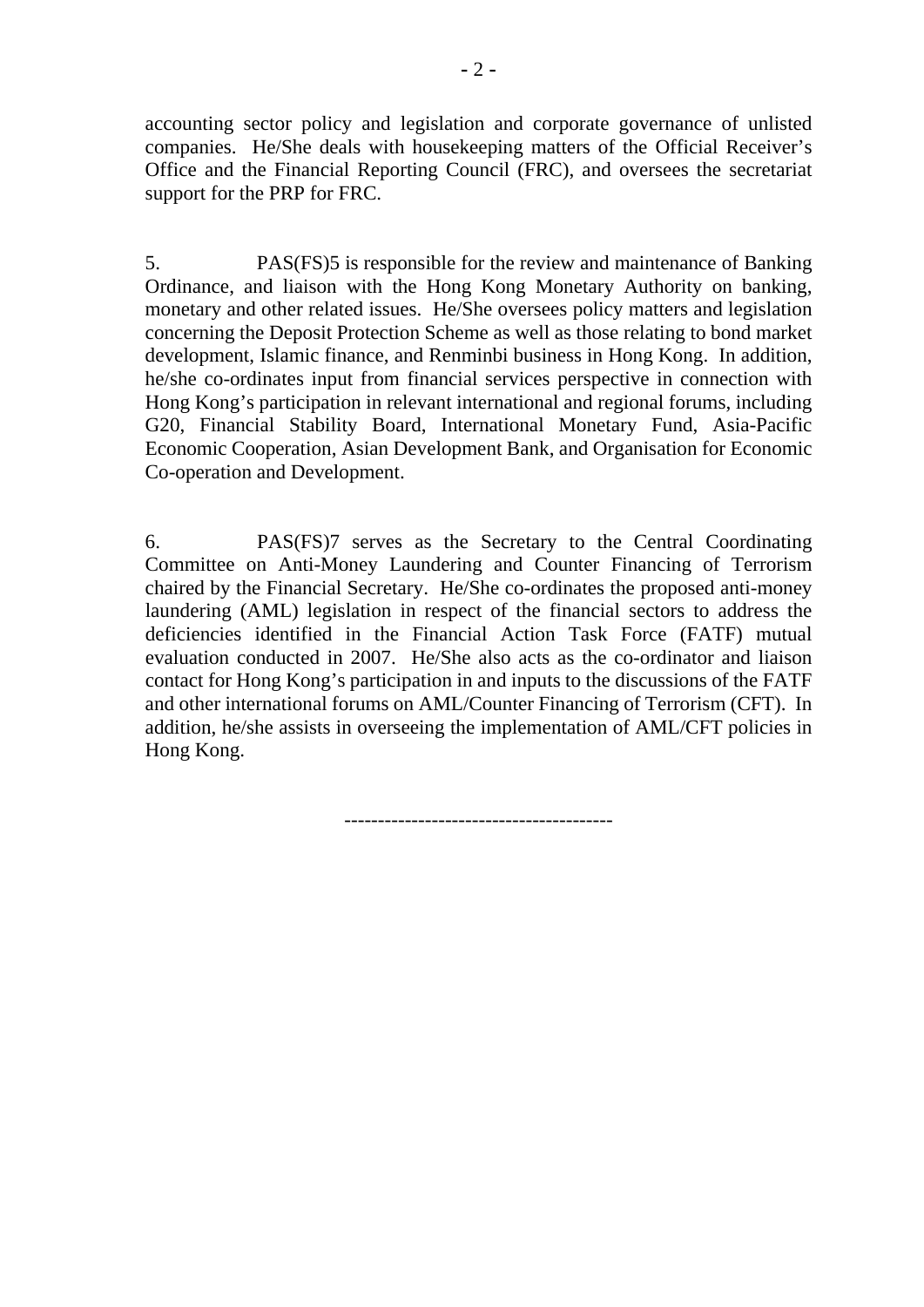accounting sector policy and legislation and corporate governance of unlisted companies. He/She deals with housekeeping matters of the Official Receiver's Office and the Financial Reporting Council (FRC), and oversees the secretariat support for the PRP for FRC.

5. PAS(FS)5 is responsible for the review and maintenance of Banking Ordinance, and liaison with the Hong Kong Monetary Authority on banking, monetary and other related issues. He/She oversees policy matters and legislation concerning the Deposit Protection Scheme as well as those relating to bond market development, Islamic finance, and Renminbi business in Hong Kong. In addition, he/she co-ordinates input from financial services perspective in connection with Hong Kong's participation in relevant international and regional forums, including G20, Financial Stability Board, International Monetary Fund, Asia-Pacific Economic Cooperation, Asian Development Bank, and Organisation for Economic Co-operation and Development.

6. PAS(FS)7 serves as the Secretary to the Central Coordinating Committee on Anti-Money Laundering and Counter Financing of Terrorism chaired by the Financial Secretary. He/She co-ordinates the proposed anti-money laundering (AML) legislation in respect of the financial sectors to address the deficiencies identified in the Financial Action Task Force (FATF) mutual evaluation conducted in 2007. He/She also acts as the co-ordinator and liaison contact for Hong Kong's participation in and inputs to the discussions of the FATF and other international forums on AML/Counter Financing of Terrorism (CFT). In addition, he/she assists in overseeing the implementation of AML/CFT policies in Hong Kong.

---------------------------------------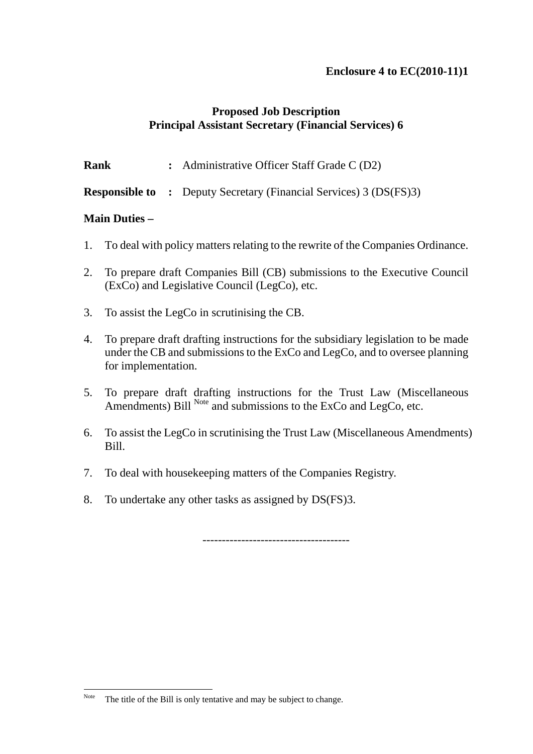**Enclosure 4 to EC(2010-11)1**

## Proposed Job Description
## Principal Assistant Secretary (Financial Services) 6

**Rank** : Administrative Officer Staff Grade C (D2)

**Responsible to** : Deputy Secretary (Financial Services) 3 (DS(FS)3)

**Main Duties –**

1. To deal with policy matters relating to the rewrite of the Companies Ordinance.

2. To prepare draft Companies Bill (CB) submissions to the Executive Council (ExCo) and Legislative Council (LegCo), etc.

3. To assist the LegCo in scrutinising the CB.

4. To prepare draft drafting instructions for the subsidiary legislation to be made under the CB and submissions to the ExCo and LegCo, and to oversee planning for implementation.

5. To prepare draft drafting instructions for the Trust Law (Miscellaneous Amendments) Bill [Note] and submissions to the ExCo and LegCo, etc.

6. To assist the LegCo in scrutinising the Trust Law (Miscellaneous Amendments) Bill.

7. To deal with housekeeping matters of the Companies Registry.

8. To undertake any other tasks as assigned by DS(FS)3.

-------------------------------------

[Note] The title of the Bill is only tentative and may be subject to change.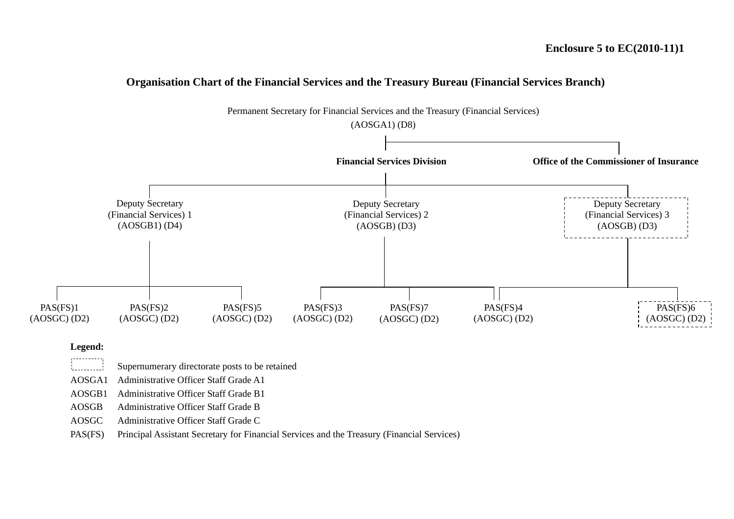**Enclosure 5 to EC(2010-11)1**

## Organisation Chart of the Financial Services and the Treasury Bureau (Financial Services Branch)

Permanent Secretary for Financial Services and the Treasury (Financial Services)
(AOSGA1) (D8)

- **Financial Services Division**
  - Deputy Secretary (Financial Services) 1 (AOSGB1) (D4)
    - PAS(FS)1 (AOSGC) (D2)
    - PAS(FS)2 (AOSGC) (D2)
    - PAS(FS)5 (AOSGC) (D2)
  - Deputy Secretary (Financial Services) 2 (AOSGB) (D3)
    - PAS(FS)3 (AOSGC) (D2)
    - PAS(FS)7 (AOSGC) (D2)
    - PAS(FS)4 (AOSGC) (D2)
  - Deputy Secretary (Financial Services) 3 (AOSGB) (D3) [supernumerary]
    - PAS(FS)4 (AOSGC) (D2)
    - PAS(FS)6 (AOSGC) (D2) [supernumerary]
- **Office of the Commissioner of Insurance**

**Legend:**

| | |
|---|---|
| [dashed box] | Supernumerary directorate posts to be retained |
| AOSGA1 | Administrative Officer Staff Grade A1 |
| AOSGB1 | Administrative Officer Staff Grade B1 |
| AOSGB | Administrative Officer Staff Grade B |
| AOSGC | Administrative Officer Staff Grade C |
| PAS(FS) | Principal Assistant Secretary for Financial Services and the Treasury (Financial Services) |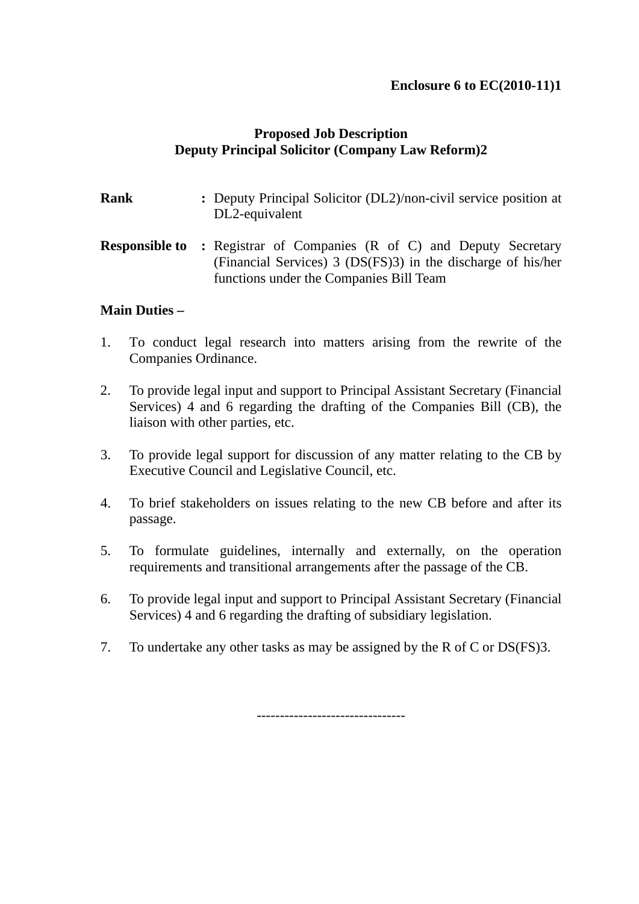**Enclosure 6 to EC(2010-11)1**

## Proposed Job Description
## Deputy Principal Solicitor (Company Law Reform)2

**Rank** : Deputy Principal Solicitor (DL2)/non-civil service position at DL2-equivalent

**Responsible to** : Registrar of Companies (R of C) and Deputy Secretary (Financial Services) 3 (DS(FS)3) in the discharge of his/her functions under the Companies Bill Team

**Main Duties –**

1. To conduct legal research into matters arising from the rewrite of the Companies Ordinance.

2. To provide legal input and support to Principal Assistant Secretary (Financial Services) 4 and 6 regarding the drafting of the Companies Bill (CB), the liaison with other parties, etc.

3. To provide legal support for discussion of any matter relating to the CB by Executive Council and Legislative Council, etc.

4. To brief stakeholders on issues relating to the new CB before and after its passage.

5. To formulate guidelines, internally and externally, on the operation requirements and transitional arrangements after the passage of the CB.

6. To provide legal input and support to Principal Assistant Secretary (Financial Services) 4 and 6 regarding the drafting of subsidiary legislation.

7. To undertake any other tasks as may be assigned by the R of C or DS(FS)3.

--------------------------------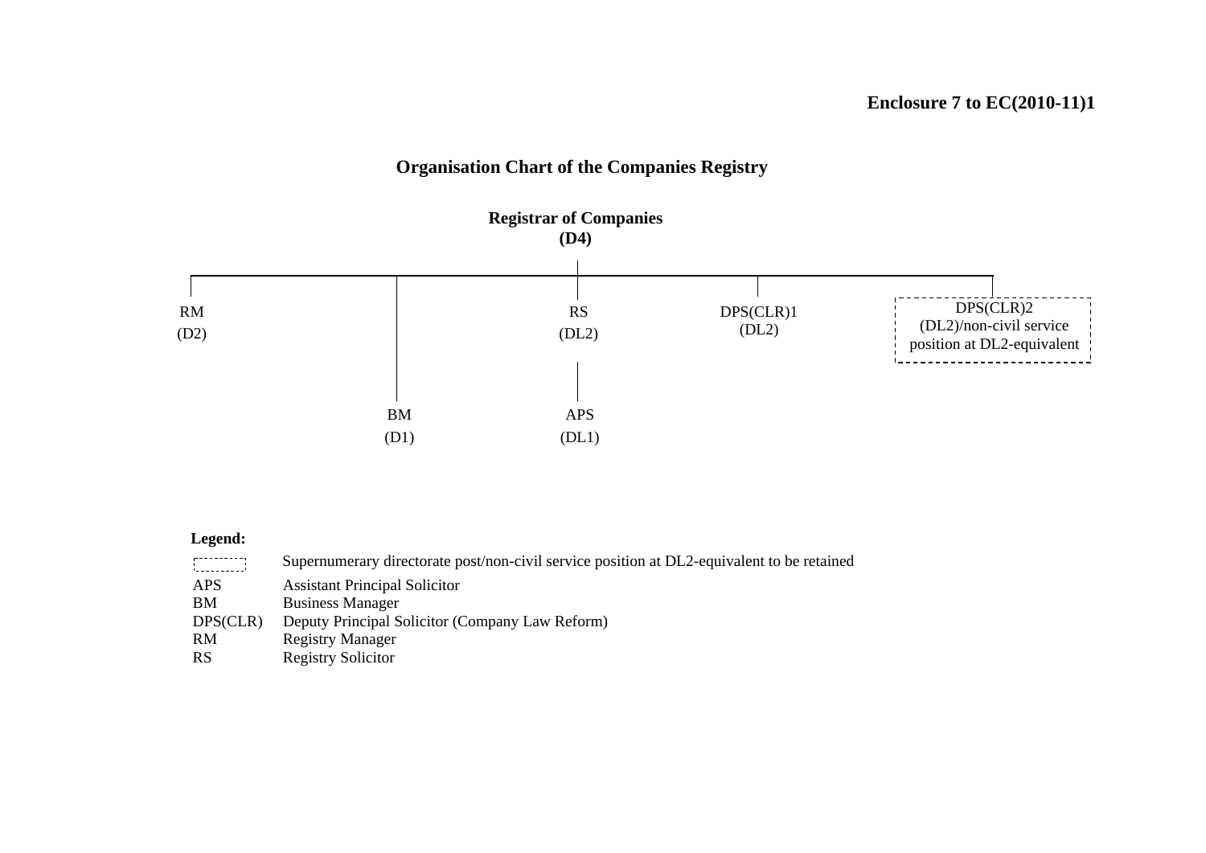**Enclosure 7 to EC(2010-11)1**

## Organisation Chart of the Companies Registry

**Registrar of Companies**
**(D4)**

- RM (D2)
- BM (D1)
- RS (DL2)
  - APS (DL1)
- DPS(CLR)1 (DL2)
- DPS(CLR)2 (DL2)/non-civil service position at DL2-equivalent

**Legend:**

| | |
|---|---|
| [dashed box] | Supernumerary directorate post/non-civil service position at DL2-equivalent to be retained |
| APS | Assistant Principal Solicitor |
| BM | Business Manager |
| DPS(CLR) | Deputy Principal Solicitor (Company Law Reform) |
| RM | Registry Manager |
| RS | Registry Solicitor |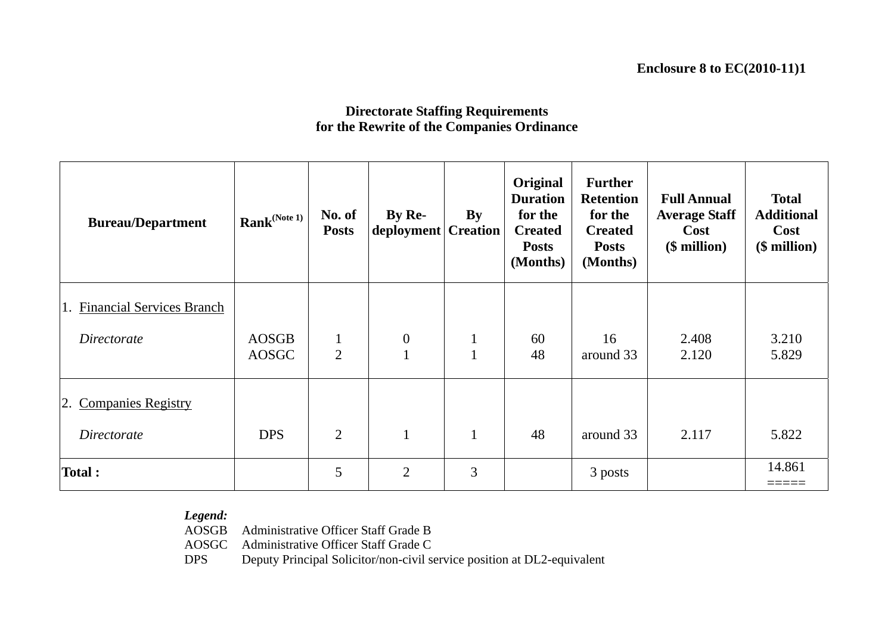**Enclosure 8 to EC(2010-11)1**

## Directorate Staffing Requirements for the Rewrite of the Companies Ordinance

| Bureau/Department | Rank(Note 1) | No. of Posts | By Re-deployment | By Creation | Original Duration for the Created Posts (Months) | Further Retention for the Created Posts (Months) | Full Annual Average Staff Cost ($ million) | Total Additional Cost ($ million) |
|---|---|---|---|---|---|---|---|---|
| 1. Financial Services Branch | | | | | | | | |
| *Directorate* | AOSGB | 1 | 0 | 1 | 60 | 16 | 2.408 | 3.210 |
| | AOSGC | 2 | 1 | 1 | 48 | around 33 | 2.120 | 5.829 |
| 2. Companies Registry | | | | | | | | |
| *Directorate* | DPS | 2 | 1 | 1 | 48 | around 33 | 2.117 | 5.822 |
| **Total :** | | 5 | 2 | 3 | | 3 posts | | 14.861 ===== |

***Legend:***

AOSGB Administrative Officer Staff Grade B
AOSGC Administrative Officer Staff Grade C
DPS Deputy Principal Solicitor/non-civil service position at DL2-equivalent